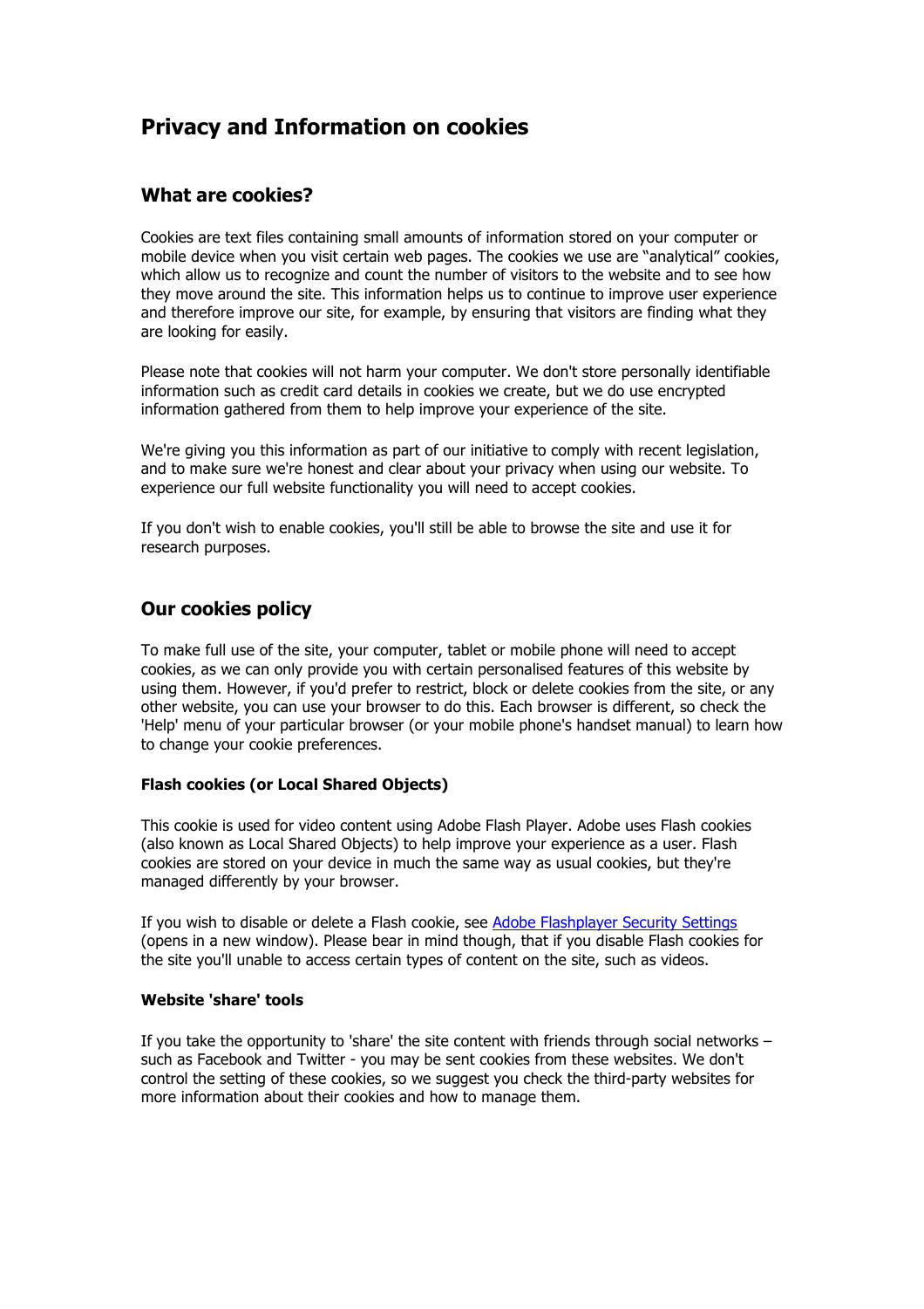# Privacy and Information on cookies

## What are cookies?

Cookies are text files containing small amounts of information stored on your computer or mobile device when you visit certain web pages. The cookies we use are "analytical" cookies, which allow us to recognize and count the number of visitors to the website and to see how they move around the site. This information helps us to continue to improve user experience and therefore improve our site, for example, by ensuring that visitors are finding what they are looking for easily.

Please note that cookies will not harm your computer. We don't store personally identifiable information such as credit card details in cookies we create, but we do use encrypted information gathered from them to help improve your experience of the site.

We're giving you this information as part of our initiative to comply with recent legislation, and to make sure we're honest and clear about your privacy when using our website. To experience our full website functionality you will need to accept cookies.

If you don't wish to enable cookies, you'll still be able to browse the site and use it for research purposes.

## Our cookies policy

To make full use of the site, your computer, tablet or mobile phone will need to accept cookies, as we can only provide you with certain personalised features of this website by using them. However, if you'd prefer to restrict, block or delete cookies from the site, or any other website, you can use your browser to do this. Each browser is different, so check the 'Help' menu of your particular browser (or your mobile phone's handset manual) to learn how to change your cookie preferences.

### Flash cookies (or Local Shared Objects)

This cookie is used for video content using Adobe Flash Player. Adobe uses Flash cookies (also known as Local Shared Objects) to help improve your experience as a user. Flash cookies are stored on your device in much the same way as usual cookies, but they're managed differently by your browser.

If you wish to disable or delete a Flash cookie, see Adobe Flashplayer Security Settings (opens in a new window). Please bear in mind though, that if you disable Flash cookies for the site you'll unable to access certain types of content on the site, such as videos.

### Website 'share' tools

If you take the opportunity to 'share' the site content with friends through social networks – such as Facebook and Twitter - you may be sent cookies from these websites. We don't control the setting of these cookies, so we suggest you check the third-party websites for more information about their cookies and how to manage them.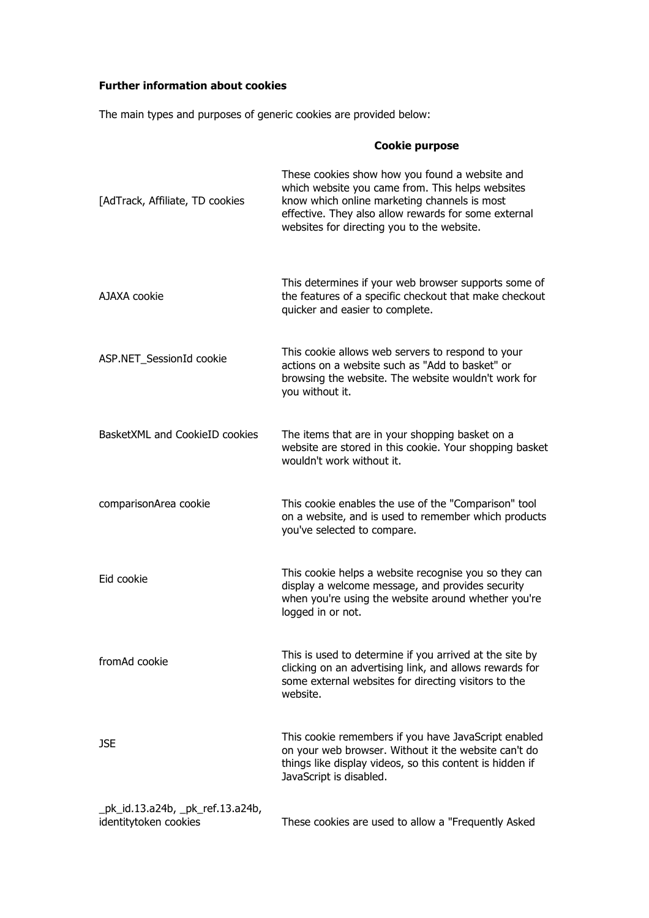**Further information about cookies**

The main types and purposes of generic cookies are provided below:

| | **Cookie purpose** |
|---|---|
| [AdTrack, Affiliate, TD cookies | These cookies show how you found a website and which website you came from. This helps websites know which online marketing channels is most effective. They also allow rewards for some external websites for directing you to the website. |
| AJAXA cookie | This determines if your web browser supports some of the features of a specific checkout that make checkout quicker and easier to complete. |
| ASP.NET_SessionId cookie | This cookie allows web servers to respond to your actions on a website such as "Add to basket" or browsing the website. The website wouldn't work for you without it. |
| BasketXML and CookieID cookies | The items that are in your shopping basket on a website are stored in this cookie. Your shopping basket wouldn't work without it. |
| comparisonArea cookie | This cookie enables the use of the "Comparison" tool on a website, and is used to remember which products you've selected to compare. |
| Eid cookie | This cookie helps a website recognise you so they can display a welcome message, and provides security when you're using the website around whether you're logged in or not. |
| fromAd cookie | This is used to determine if you arrived at the site by clicking on an advertising link, and allows rewards for some external websites for directing visitors to the website. |
| JSE | This cookie remembers if you have JavaScript enabled on your web browser. Without it the website can't do things like display videos, so this content is hidden if JavaScript is disabled. |
| _pk_id.13.a24b, _pk_ref.13.a24b, identitytoken cookies | These cookies are used to allow a "Frequently Asked |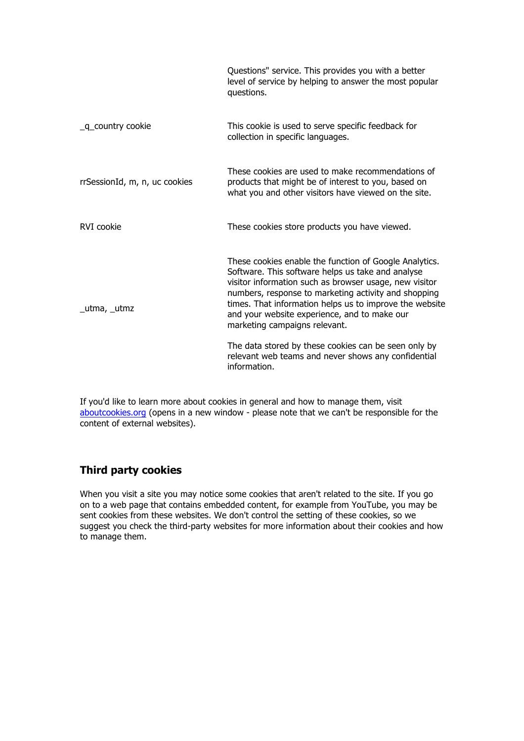| | |
|---|---|
| | Questions" service. This provides you with a better level of service by helping to answer the most popular questions. |
| _q_country cookie | This cookie is used to serve specific feedback for collection in specific languages. |
| rrSessionId, m, n, uc cookies | These cookies are used to make recommendations of products that might be of interest to you, based on what you and other visitors have viewed on the site. |
| RVI cookie | These cookies store products you have viewed. |
| _utma, _utmz | These cookies enable the function of Google Analytics. Software. This software helps us take and analyse visitor information such as browser usage, new visitor numbers, response to marketing activity and shopping times. That information helps us to improve the website and your website experience, and to make our marketing campaigns relevant.<br><br>The data stored by these cookies can be seen only by relevant web teams and never shows any confidential information. |

If you'd like to learn more about cookies in general and how to manage them, visit aboutcookies.org (opens in a new window - please note that we can't be responsible for the content of external websites).

## Third party cookies

When you visit a site you may notice some cookies that aren't related to the site. If you go on to a web page that contains embedded content, for example from YouTube, you may be sent cookies from these websites. We don't control the setting of these cookies, so we suggest you check the third-party websites for more information about their cookies and how to manage them.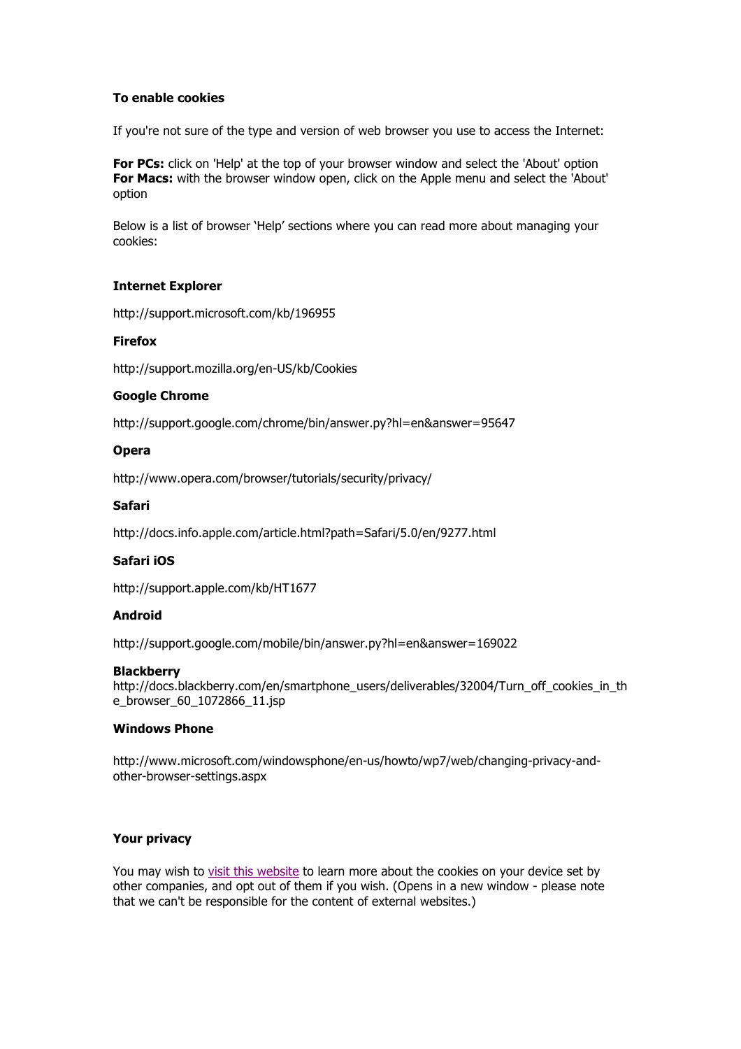**To enable cookies**

If you're not sure of the type and version of web browser you use to access the Internet:

**For PCs:** click on 'Help' at the top of your browser window and select the 'About' option
**For Macs:** with the browser window open, click on the Apple menu and select the 'About' option

Below is a list of browser 'Help' sections where you can read more about managing your cookies:

**Internet Explorer**

http://support.microsoft.com/kb/196955

**Firefox**

http://support.mozilla.org/en-US/kb/Cookies

**Google Chrome**

http://support.google.com/chrome/bin/answer.py?hl=en&answer=95647

**Opera**

http://www.opera.com/browser/tutorials/security/privacy/

**Safari**

http://docs.info.apple.com/article.html?path=Safari/5.0/en/9277.html

**Safari iOS**

http://support.apple.com/kb/HT1677

**Android**

http://support.google.com/mobile/bin/answer.py?hl=en&answer=169022

**Blackberry**
http://docs.blackberry.com/en/smartphone_users/deliverables/32004/Turn_off_cookies_in_the_browser_60_1072866_11.jsp

**Windows Phone**

http://www.microsoft.com/windowsphone/en-us/howto/wp7/web/changing-privacy-and-other-browser-settings.aspx

**Your privacy**

You may wish to visit this website to learn more about the cookies on your device set by other companies, and opt out of them if you wish. (Opens in a new window - please note that we can't be responsible for the content of external websites.)